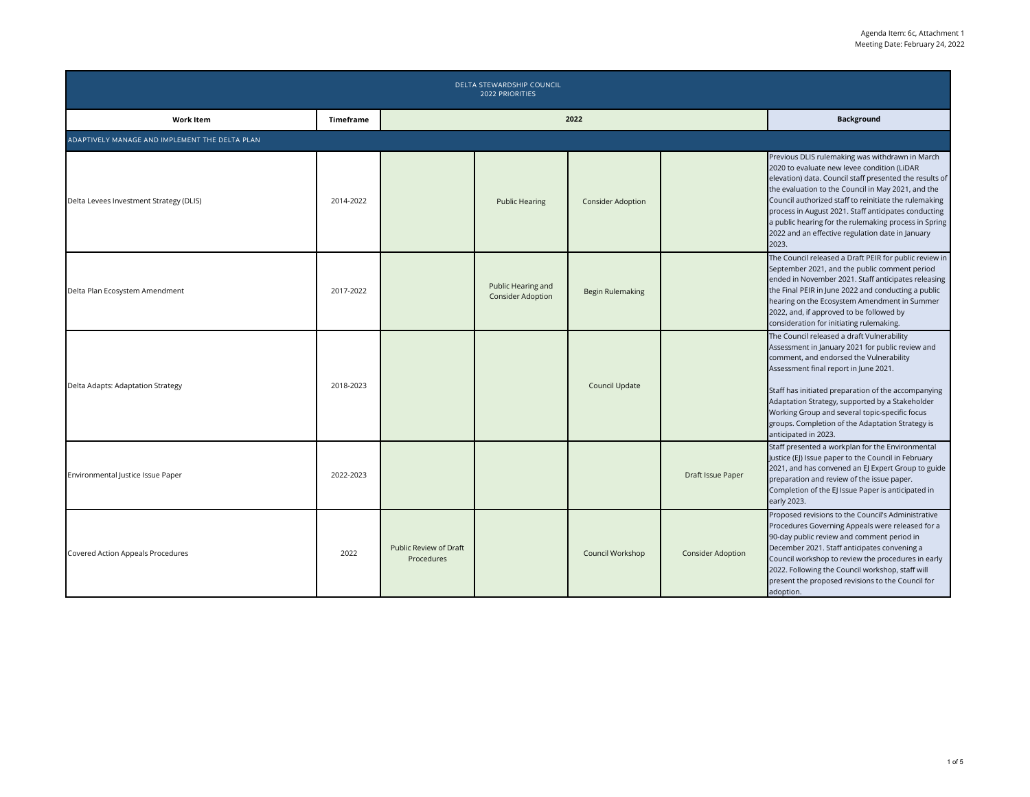Agenda Item: 6c, Attachment 1
Meeting Date: February 24, 2022

| DELTA STEWARDSHIP COUNCIL 2022 PRIORITIES | | | | | | |
|---|---|---|---|---|---|---|
| **Work Item** | **Timeframe** | **2022** | | | | **Background** |
| ADAPTIVELY MANAGE AND IMPLEMENT THE DELTA PLAN | | | | | | |
| Delta Levees Investment Strategy (DLIS) | 2014-2022 | | Public Hearing | Consider Adoption | | Previous DLIS rulemaking was withdrawn in March 2020 to evaluate new levee condition (LiDAR elevation) data. Council staff presented the results of the evaluation to the Council in May 2021, and the Council authorized staff to reinitiate the rulemaking process in August 2021. Staff anticipates conducting a public hearing for the rulemaking process in Spring 2022 and an effective regulation date in January 2023. |
| Delta Plan Ecosystem Amendment | 2017-2022 | | Public Hearing and Consider Adoption | Begin Rulemaking | | The Council released a Draft PEIR for public review in September 2021, and the public comment period ended in November 2021. Staff anticipates releasing the Final PEIR in June 2022 and conducting a public hearing on the Ecosystem Amendment in Summer 2022, and, if approved to be followed by consideration for initiating rulemaking. |
| Delta Adapts: Adaptation Strategy | 2018-2023 | | | Council Update | | The Council released a draft Vulnerability Assessment in January 2021 for public review and comment, and endorsed the Vulnerability Assessment final report in June 2021.<br><br>Staff has initiated preparation of the accompanying Adaptation Strategy, supported by a Stakeholder Working Group and several topic-specific focus groups. Completion of the Adaptation Strategy is anticipated in 2023. |
| Environmental Justice Issue Paper | 2022-2023 | | | | Draft Issue Paper | Staff presented a workplan for the Environmental Justice (EJ) Issue paper to the Council in February 2021, and has convened an EJ Expert Group to guide preparation and review of the issue paper. Completion of the EJ Issue Paper is anticipated in early 2023. |
| Covered Action Appeals Procedures | 2022 | Public Review of Draft Procedures | | Council Workshop | Consider Adoption | Proposed revisions to the Council's Administrative Procedures Governing Appeals were released for a 90-day public review and comment period in December 2021. Staff anticipates convening a Council workshop to review the procedures in early 2022. Following the Council workshop, staff will present the proposed revisions to the Council for adoption. |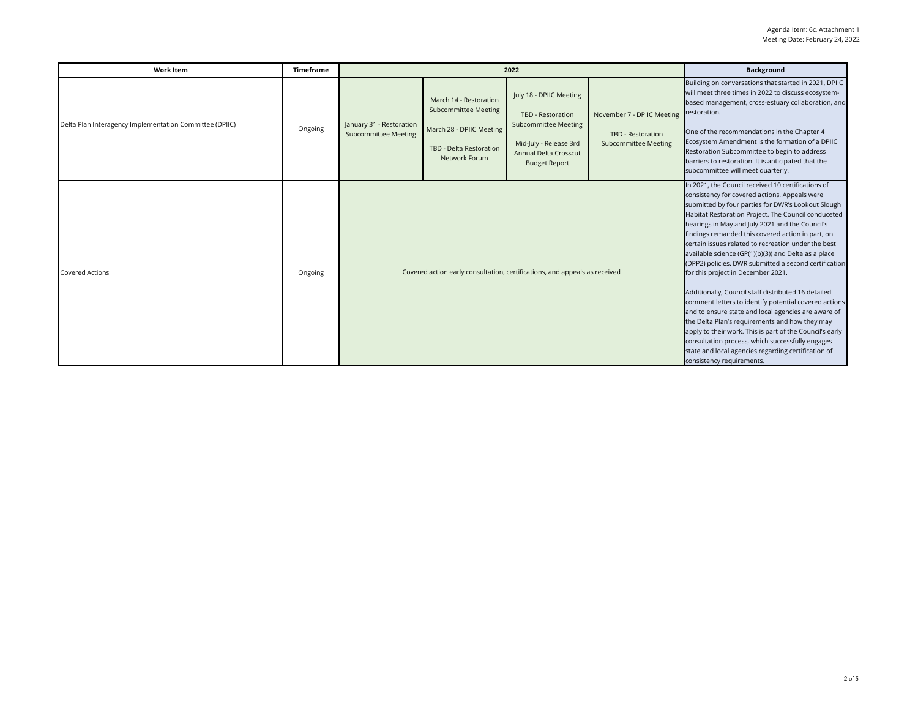Agenda Item: 6c, Attachment 1
Meeting Date: February 24, 2022

| Work Item | Timeframe | 2022 | | | | Background |
|---|---|---|---|---|---|---|
| Delta Plan Interagency Implementation Committee (DPIIC) | Ongoing | January 31 - Restoration Subcommittee Meeting | March 14 - Restoration Subcommittee Meeting<br><br>March 28 - DPIIC Meeting<br><br>TBD - Delta Restoration Network Forum | July 18 - DPIIC Meeting<br><br>TBD - Restoration Subcommittee Meeting<br><br>Mid-July - Release 3rd Annual Delta Crosscut Budget Report | November 7 - DPIIC Meeting<br><br>TBD - Restoration Subcommittee Meeting | Building on conversations that started in 2021, DPIIC will meet three times in 2022 to discuss ecosystem-based management, cross-estuary collaboration, and restoration.<br><br>One of the recommendations in the Chapter 4 Ecosystem Amendment is the formation of a DPIIC Restoration Subcommittee to begin to address barriers to restoration. It is anticipated that the subcommittee will meet quarterly. |
| Covered Actions | Ongoing | Covered action early consultation, certifications, and appeals as received | | | | In 2021, the Council received 10 certifications of consistency for covered actions. Appeals were submitted by four parties for DWR's Lookout Slough Habitat Restoration Project. The Council conduceted hearings in May and July 2021 and the Council's findings remanded this covered action in part, on certain issues related to recreation under the best available science (GP(1)(b)(3)) and Delta as a place (DPP2) policies. DWR submitted a second certification for this project in December 2021.<br><br>Additionally, Council staff distributed 16 detailed comment letters to identify potential covered actions and to ensure state and local agencies are aware of the Delta Plan's requirements and how they may apply to their work. This is part of the Council's early consultation process, which successfully engages state and local agencies regarding certification of consistency requirements. |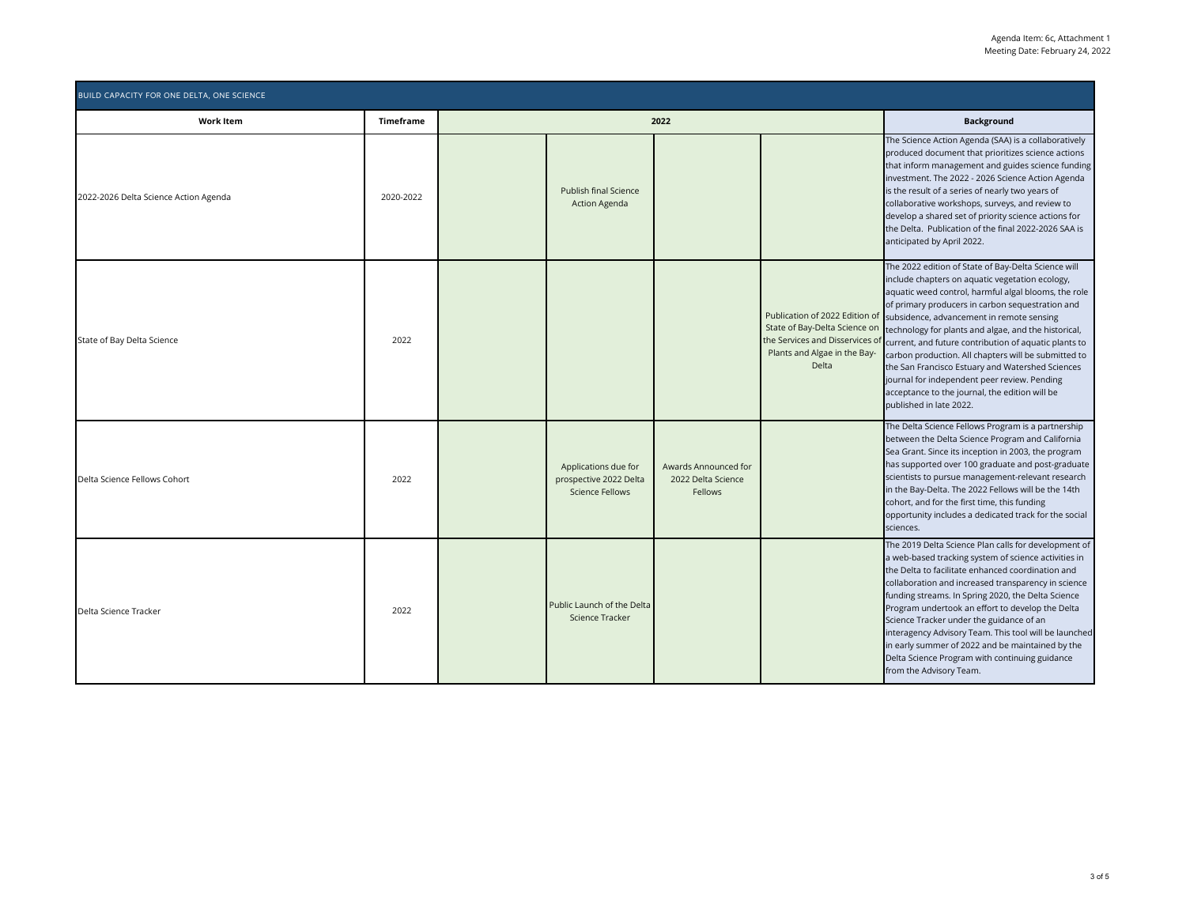Agenda Item: 6c, Attachment 1
Meeting Date: February 24, 2022

| BUILD CAPACITY FOR ONE DELTA, ONE SCIENCE | | | | | | |
|---|---|---|---|---|---|---|
| **Work Item** | **Timeframe** | **2022** | | | | **Background** |
| 2022-2026 Delta Science Action Agenda | 2020-2022 | | Publish final Science Action Agenda | | | The Science Action Agenda (SAA) is a collaboratively produced document that prioritizes science actions that inform management and guides science funding investment. The 2022 - 2026 Science Action Agenda is the result of a series of nearly two years of collaborative workshops, surveys, and review to develop a shared set of priority science actions for the Delta. Publication of the final 2022-2026 SAA is anticipated by April 2022. |
| State of Bay Delta Science | 2022 | | | | Publication of 2022 Edition of State of Bay-Delta Science on the Services and Disservices of Plants and Algae in the Bay-Delta | The 2022 edition of State of Bay-Delta Science will include chapters on aquatic vegetation ecology, aquatic weed control, harmful algal blooms, the role of primary producers in carbon sequestration and subsidence, advancement in remote sensing technology for plants and algae, and the historical, current, and future contribution of aquatic plants to carbon production. All chapters will be submitted to the San Francisco Estuary and Watershed Sciences journal for independent peer review. Pending acceptance to the journal, the edition will be published in late 2022. |
| Delta Science Fellows Cohort | 2022 | | Applications due for prospective 2022 Delta Science Fellows | Awards Announced for 2022 Delta Science Fellows | | The Delta Science Fellows Program is a partnership between the Delta Science Program and California Sea Grant. Since its inception in 2003, the program has supported over 100 graduate and post-graduate scientists to pursue management-relevant research in the Bay-Delta. The 2022 Fellows will be the 14th cohort, and for the first time, this funding opportunity includes a dedicated track for the social sciences. |
| Delta Science Tracker | 2022 | | Public Launch of the Delta Science Tracker | | | The 2019 Delta Science Plan calls for development of a web-based tracking system of science activities in the Delta to facilitate enhanced coordination and collaboration and increased transparency in science funding streams. In Spring 2020, the Delta Science Program undertook an effort to develop the Delta Science Tracker under the guidance of an interagency Advisory Team. This tool will be launched in early summer of 2022 and be maintained by the Delta Science Program with continuing guidance from the Advisory Team. |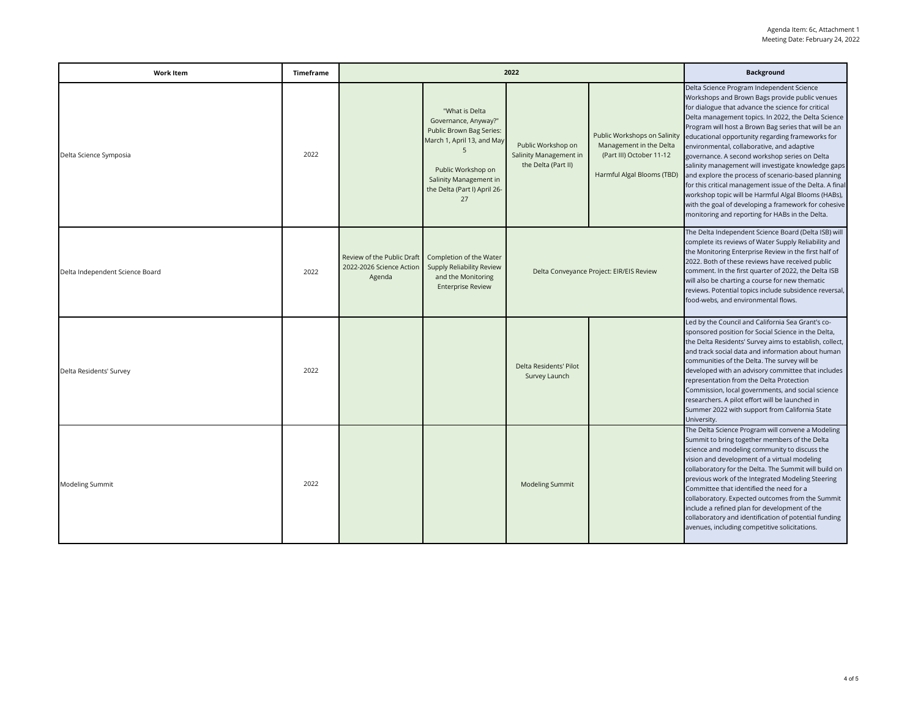Agenda Item: 6c, Attachment 1
Meeting Date: February 24, 2022

| Work Item | Timeframe | 2022 | | | | Background |
|---|---|---|---|---|---|---|
| Delta Science Symposia | 2022 | | "What is Delta Governance, Anyway?" Public Brown Bag Series: March 1, April 13, and May 5<br><br>Public Workshop on Salinity Management in the Delta (Part I) April 26-27 | Public Workshop on Salinity Management in the Delta (Part II) | Public Workshops on Salinity Management in the Delta (Part III) October 11-12<br><br>Harmful Algal Blooms (TBD) | Delta Science Program Independent Science Workshops and Brown Bags provide public venues for dialogue that advance the science for critical Delta management topics. In 2022, the Delta Science Program will host a Brown Bag series that will be an educational opportunity regarding frameworks for environmental, collaborative, and adaptive governance. A second workshop series on Delta salinity management will investigate knowledge gaps and explore the process of scenario-based planning for this critical management issue of the Delta. A final workshop topic will be Harmful Algal Blooms (HABs), with the goal of developing a framework for cohesive monitoring and reporting for HABs in the Delta. |
| Delta Independent Science Board | 2022 | Review of the Public Draft 2022-2026 Science Action Agenda | Completion of the Water Supply Reliability Review and the Monitoring Enterprise Review | Delta Conveyance Project: EIR/EIS Review | | The Delta Independent Science Board (Delta ISB) will complete its reviews of Water Supply Reliability and the Monitoring Enterprise Review in the first half of 2022. Both of these reviews have received public comment. In the first quarter of 2022, the Delta ISB will also be charting a course for new thematic reviews. Potential topics include subsidence reversal, food-webs, and environmental flows. |
| Delta Residents' Survey | 2022 | | | Delta Residents' Pilot Survey Launch | | Led by the Council and California Sea Grant's co-sponsored position for Social Science in the Delta, the Delta Residents' Survey aims to establish, collect, and track social data and information about human communities of the Delta. The survey will be developed with an advisory committee that includes representation from the Delta Protection Commission, local governments, and social science researchers. A pilot effort will be launched in Summer 2022 with support from California State University. |
| Modeling Summit | 2022 | | | Modeling Summit | | The Delta Science Program will convene a Modeling Summit to bring together members of the Delta science and modeling community to discuss the vision and development of a virtual modeling collaboratory for the Delta. The Summit will build on previous work of the Integrated Modeling Steering Committee that identified the need for a collaboratory. Expected outcomes from the Summit include a refined plan for development of the collaboratory and identification of potential funding avenues, including competitive solicitations. |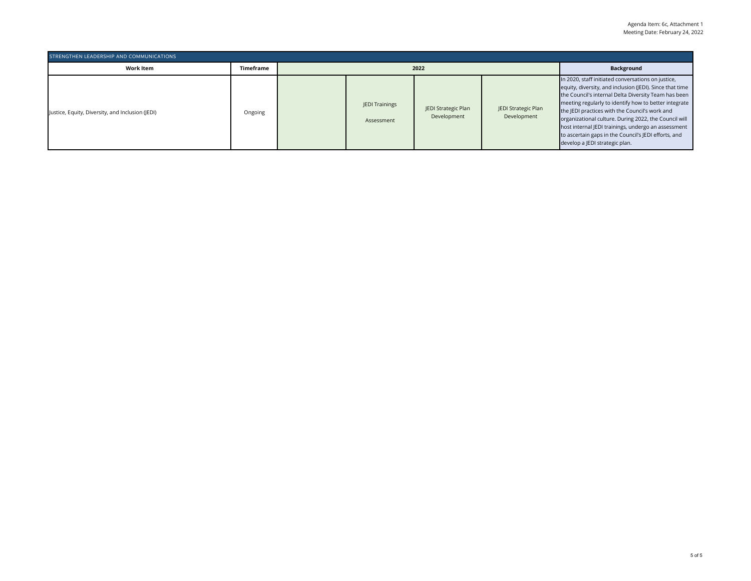Agenda Item: 6c, Attachment 1
Meeting Date: February 24, 2022

| STRENGTHEN LEADERSHIP AND COMMUNICATIONS | | | | | | |
|---|---|---|---|---|---|---|
| **Work Item** | **Timeframe** | **2022** | | | | **Background** |
| Justice, Equity, Diversity, and Inclusion (JEDI) | Ongoing | | JEDI Trainings Assessment | JEDI Strategic Plan Development | JEDI Strategic Plan Development | In 2020, staff initiated conversations on justice, equity, diversity, and inclusion (JEDI). Since that time the Council's internal Delta Diversity Team has been meeting regularly to identify how to better integrate the JEDI practices with the Council's work and organizational culture. During 2022, the Council will host internal JEDI trainings, undergo an assessment to ascertain gaps in the Council's JEDI efforts, and develop a JEDI strategic plan. |